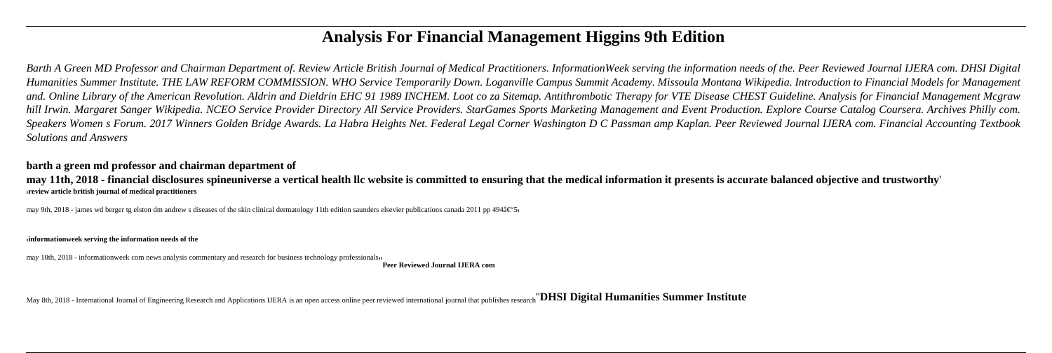# Analysis For Financial Management Higgins 9th Edition

*Barth A Green MD Professor and Chairman Department of. Review Article British Journal of Medical Practitioners. InformationWeek serving the information needs of the. Peer Reviewed Journal IJERA com. DHSI Digital Humanities Summer Institute. THE LAW REFORM COMMISSION. WHO Service Temporarily Down. Loganville Campus Summit Academy. Missoula Montana Wikipedia. Introduction to Financial Models for Management and. Online Library of the American Revolution. Aldrin and Dieldrin EHC 91 1989 INCHEM. Loot co za Sitemap. Antithrombotic Therapy for VTE Disease CHEST Guideline. Analysis for Financial Management Mcgraw hill Irwin. Margaret Sanger Wikipedia. NCEO Service Provider Directory All Service Providers. StarGames Sports Marketing Management and Event Production. Explore Course Catalog Coursera. Archives Philly com. Speakers Women s Forum. 2017 Winners Golden Bridge Awards. La Habra Heights Net. Federal Legal Corner Washington D C Passman amp Kaplan. Peer Reviewed Journal IJERA com. Financial Accounting Textbook Solutions and Answers*

**barth a green md professor and chairman department of**

**may 11th, 2018 - financial disclosures spineuniverse a vertical health llc website is committed to ensuring that the medical information it presents is accurate balanced objective and trustworthy**'

'**review article british journal of medical practitioners**

may 9th, 2018 - james wd berger tg elston dm andrew s diseases of the skin clinical dermatology 11th edition saunders elsevier publications canada 2011 pp 494â€"5'

'**informationweek serving the information needs of the**

may 10th, 2018 - informationweek com news analysis commentary and research for business technology professionals''**Peer Reviewed Journal IJERA com**

May 8th, 2018 - International Journal of Engineering Research and Applications IJERA is an open access online peer reviewed international journal that publishes research''**DHSI Digital Humanities Summer Institute**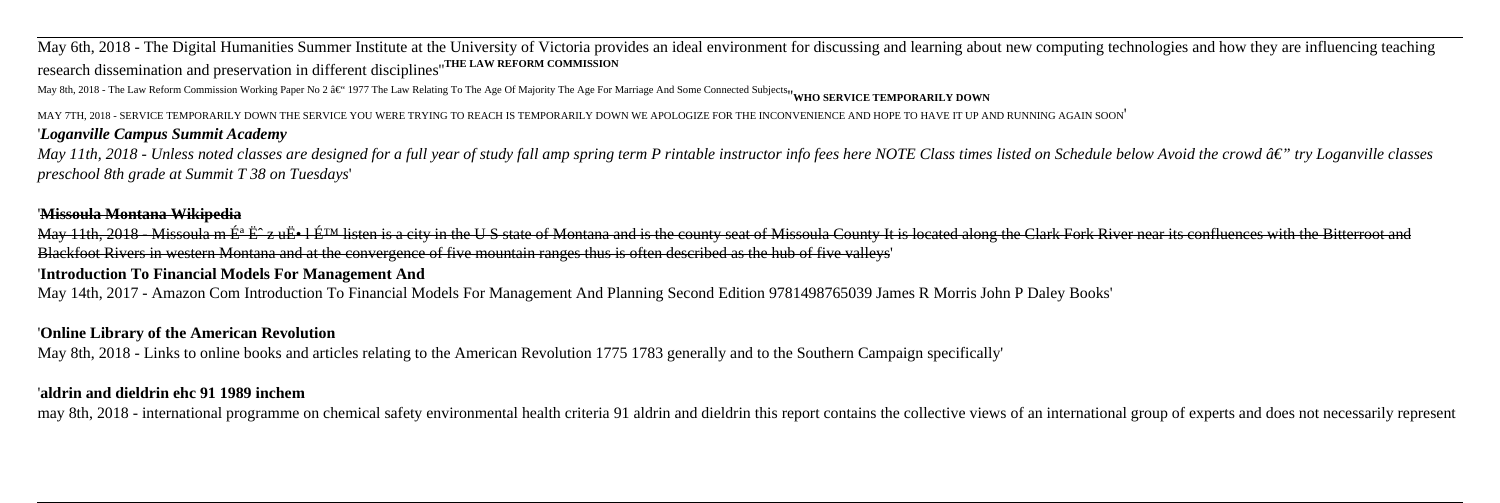May 6th, 2018 - The Digital Humanities Summer Institute at the University of Victoria provides an ideal environment for discussing and learning about new computing technologies and how they are influencing teaching research dissemination and preservation in different disciplines''**THE LAW REFORM COMMISSION**

May 8th, 2018 - The Law Reform Commission Working Paper No 2 â€" 1977 The Law Relating To The Age Of Majority The Age For Marriage And Some Connected Subjects''**WHO SERVICE TEMPORARILY DOWN**

MAY 7TH, 2018 - SERVICE TEMPORARILY DOWN THE SERVICE YOU WERE TRYING TO REACH IS TEMPORARILY DOWN WE APOLOGIZE FOR THE INCONVENIENCE AND HOPE TO HAVE IT UP AND RUNNING AGAIN SOON'

'***Loganville Campus Summit Academy***

*May 11th, 2018 - Unless noted classes are designed for a full year of study fall amp spring term P rintable instructor info fees here NOTE Class times listed on Schedule below Avoid the crowd â€" try Loganville classes preschool 8th grade at Summit T 38 on Tuesdays*'

'**~~Missoula Montana Wikipedia~~**

~~May 11th, 2018 - Missoula m É ª Ë ˆ z uË• l É™ listen is a city in the U S state of Montana and is the county seat of Missoula County It is located along the Clark Fork River near its confluences with the Bitterroot and Blackfoot Rivers in western Montana and at the convergence of five mountain ranges thus is often described as the hub of five valleys~~'

'**Introduction To Financial Models For Management And**

May 14th, 2017 - Amazon Com Introduction To Financial Models For Management And Planning Second Edition 9781498765039 James R Morris John P Daley Books'

'**Online Library of the American Revolution**

May 8th, 2018 - Links to online books and articles relating to the American Revolution 1775 1783 generally and to the Southern Campaign specifically'

'**aldrin and dieldrin ehc 91 1989 inchem**

may 8th, 2018 - international programme on chemical safety environmental health criteria 91 aldrin and dieldrin this report contains the collective views of an international group of experts and does not necessarily represent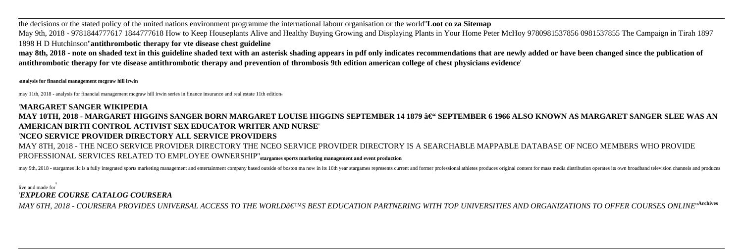the decisions or the stated policy of the united nations environment programme the international labour organisation or the world''**Loot co za Sitemap**
May 9th, 2018 - 9781844777617 1844777618 How to Keep Houseplants Alive and Healthy Buying Growing and Displaying Plants in Your Home Peter McHoy 9780981537856 0981537855 The Campaign in Tirah 1897 1898 H D Hutchinson''**antithrombotic therapy for vte disease chest guideline**
**may 8th, 2018 - note on shaded text in this guideline shaded text with an asterisk shading appears in pdf only indicates recommendations that are newly added or have been changed since the publication of antithrombotic therapy for vte disease antithrombotic therapy and prevention of thrombosis 9th edition american college of chest physicians evidence**'

'**analysis for financial management mcgraw hill irwin**

may 11th, 2018 - analysis for financial management mcgraw hill irwin series in finance insurance and real estate 11th edition'

'**MARGARET SANGER WIKIPEDIA**
**MAY 10TH, 2018 - MARGARET HIGGINS SANGER BORN MARGARET LOUISE HIGGINS SEPTEMBER 14 1879 â€" SEPTEMBER 6 1966 ALSO KNOWN AS MARGARET SANGER SLEE WAS AN AMERICAN BIRTH CONTROL ACTIVIST SEX EDUCATOR WRITER AND NURSE**'
'**NCEO SERVICE PROVIDER DIRECTORY ALL SERVICE PROVIDERS**
MAY 8TH, 2018 - THE NCEO SERVICE PROVIDER DIRECTORY THE NCEO SERVICE PROVIDER DIRECTORY IS A SEARCHABLE MAPPABLE DATABASE OF NCEO MEMBERS WHO PROVIDE PROFESSIONAL SERVICES RELATED TO EMPLOYEE OWNERSHIP''**stargames sports marketing management and event production**

may 9th, 2018 - stargames llc is a fully integrated sports marketing management and entertainment company based outside of boston ma now in its 16th year stargames represents current and former professional athletes produces original content for mass media distribution operates its own broadband television channels and produces live and made for'
'***EXPLORE COURSE CATALOG COURSERA***
*MAY 6TH, 2018 - COURSERA PROVIDES UNIVERSAL ACCESS TO THE WORLDâ€™S BEST EDUCATION PARTNERING WITH TOP UNIVERSITIES AND ORGANIZATIONS TO OFFER COURSES ONLINE*''**Archives**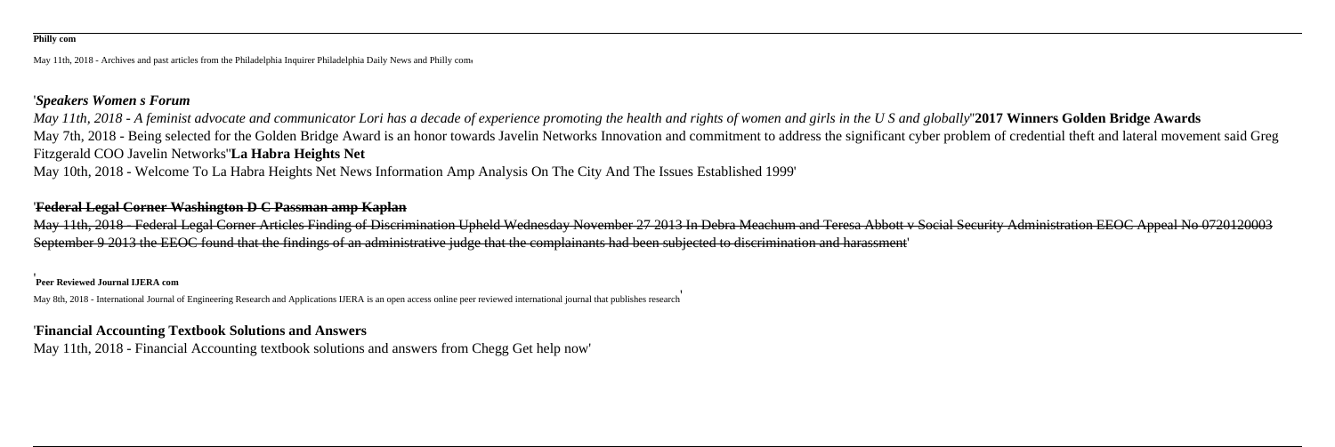**Philly com**

May 11th, 2018 - Archives and past articles from the Philadelphia Inquirer Philadelphia Daily News and Philly com'

'*Speakers Women s Forum*

*May 11th, 2018 - A feminist advocate and communicator Lori has a decade of experience promoting the health and rights of women and girls in the U S and globally*''**2017 Winners Golden Bridge Awards**
May 7th, 2018 - Being selected for the Golden Bridge Award is an honor towards Javelin Networks Innovation and commitment to address the significant cyber problem of credential theft and lateral movement said Greg Fitzgerald COO Javelin Networks''**La Habra Heights Net**
May 10th, 2018 - Welcome To La Habra Heights Net News Information Amp Analysis On The City And The Issues Established 1999'

'**Federal Legal Corner Washington D C Passman amp Kaplan**

May 11th, 2018 - Federal Legal Corner Articles Finding of Discrimination Upheld Wednesday November 27 2013 In Debra Meachum and Teresa Abbott v Social Security Administration EEOC Appeal No 0720120003 September 9 2013 the EEOC found that the findings of an administrative judge that the complainants had been subjected to discrimination and harassment'

'**Peer Reviewed Journal IJERA com**

May 8th, 2018 - International Journal of Engineering Research and Applications IJERA is an open access online peer reviewed international journal that publishes research'

'**Financial Accounting Textbook Solutions and Answers**
May 11th, 2018 - Financial Accounting textbook solutions and answers from Chegg Get help now'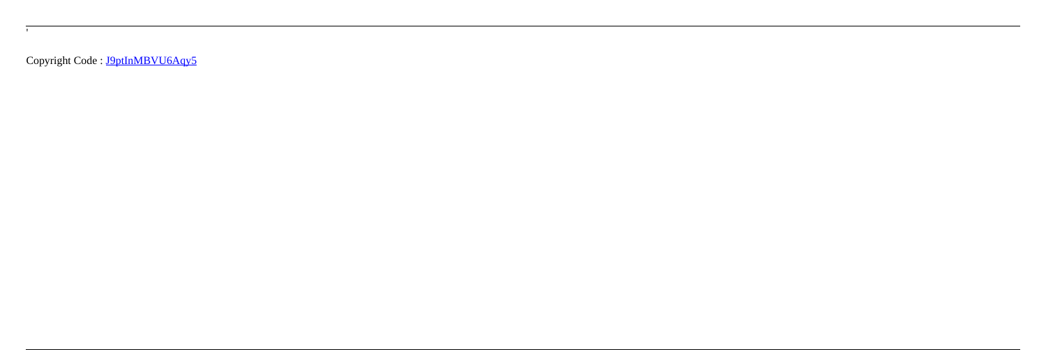Copyright Code : J9ptInMBVU6Aqy5